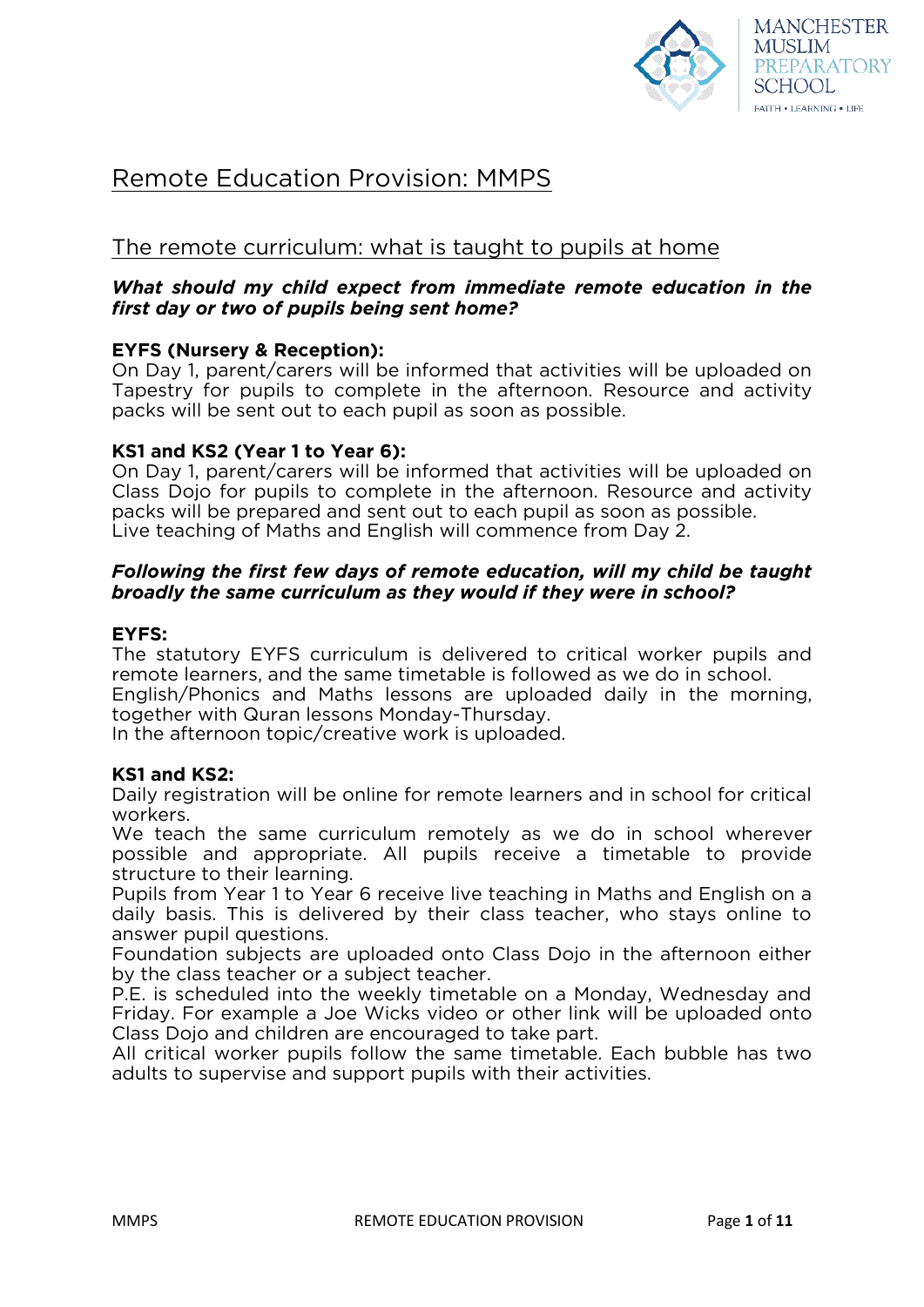MANCHESTER MUSLIM PREPARATORY SCHOOL

FAITH • LEARNING • LIFE

# Remote Education Provision: MMPS

## The remote curriculum: what is taught to pupils at home

### *What should my child expect from immediate remote education in the first day or two of pupils being sent home?*

**EYFS (Nursery & Reception):**
On Day 1, parent/carers will be informed that activities will be uploaded on Tapestry for pupils to complete in the afternoon. Resource and activity packs will be sent out to each pupil as soon as possible.

**KS1 and KS2 (Year 1 to Year 6):**
On Day 1, parent/carers will be informed that activities will be uploaded on Class Dojo for pupils to complete in the afternoon. Resource and activity packs will be prepared and sent out to each pupil as soon as possible.
Live teaching of Maths and English will commence from Day 2.

### *Following the first few days of remote education, will my child be taught broadly the same curriculum as they would if they were in school?*

**EYFS:**
The statutory EYFS curriculum is delivered to critical worker pupils and remote learners, and the same timetable is followed as we do in school.
English/Phonics and Maths lessons are uploaded daily in the morning, together with Quran lessons Monday-Thursday.
In the afternoon topic/creative work is uploaded.

**KS1 and KS2:**
Daily registration will be online for remote learners and in school for critical workers.
We teach the same curriculum remotely as we do in school wherever possible and appropriate. All pupils receive a timetable to provide structure to their learning.
Pupils from Year 1 to Year 6 receive live teaching in Maths and English on a daily basis. This is delivered by their class teacher, who stays online to answer pupil questions.
Foundation subjects are uploaded onto Class Dojo in the afternoon either by the class teacher or a subject teacher.
P.E. is scheduled into the weekly timetable on a Monday, Wednesday and Friday. For example a Joe Wicks video or other link will be uploaded onto Class Dojo and children are encouraged to take part.
All critical worker pupils follow the same timetable. Each bubble has two adults to supervise and support pupils with their activities.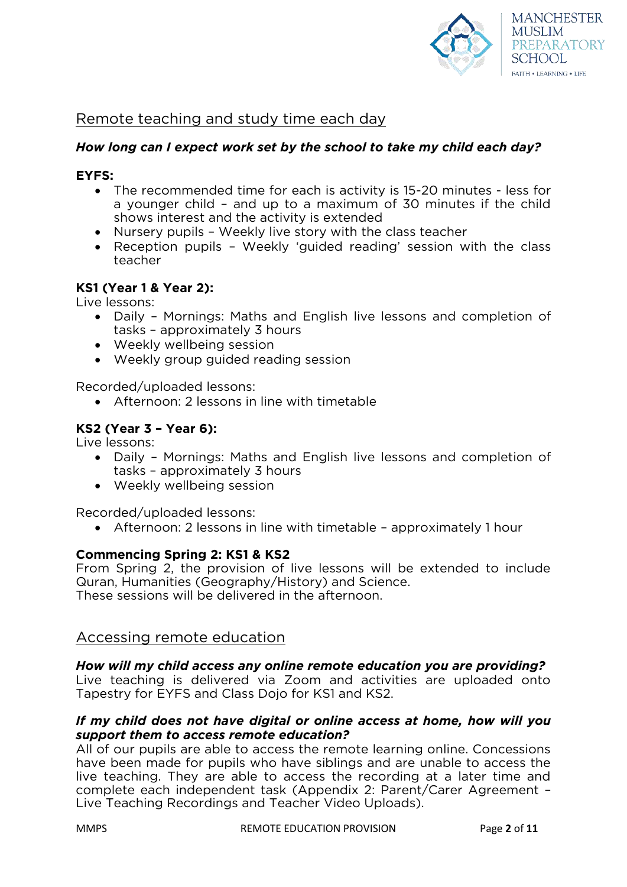## Remote teaching and study time each day

***How long can I expect work set by the school to take my child each day?***

**EYFS:**

- The recommended time for each is activity is 15-20 minutes - less for a younger child – and up to a maximum of 30 minutes if the child shows interest and the activity is extended
- Nursery pupils – Weekly live story with the class teacher
- Reception pupils – Weekly 'guided reading' session with the class teacher

**KS1 (Year 1 & Year 2):**

Live lessons:

- Daily – Mornings: Maths and English live lessons and completion of tasks – approximately 3 hours
- Weekly wellbeing session
- Weekly group guided reading session

Recorded/uploaded lessons:

- Afternoon: 2 lessons in line with timetable

**KS2 (Year 3 – Year 6):**

Live lessons:

- Daily – Mornings: Maths and English live lessons and completion of tasks – approximately 3 hours
- Weekly wellbeing session

Recorded/uploaded lessons:

- Afternoon: 2 lessons in line with timetable – approximately 1 hour

**Commencing Spring 2: KS1 & KS2**

From Spring 2, the provision of live lessons will be extended to include Quran, Humanities (Geography/History) and Science.
These sessions will be delivered in the afternoon.

## Accessing remote education

***How will my child access any online remote education you are providing?***

Live teaching is delivered via Zoom and activities are uploaded onto Tapestry for EYFS and Class Dojo for KS1 and KS2.

***If my child does not have digital or online access at home, how will you support them to access remote education?***

All of our pupils are able to access the remote learning online. Concessions have been made for pupils who have siblings and are unable to access the live teaching. They are able to access the recording at a later time and complete each independent task (Appendix 2: Parent/Carer Agreement – Live Teaching Recordings and Teacher Video Uploads).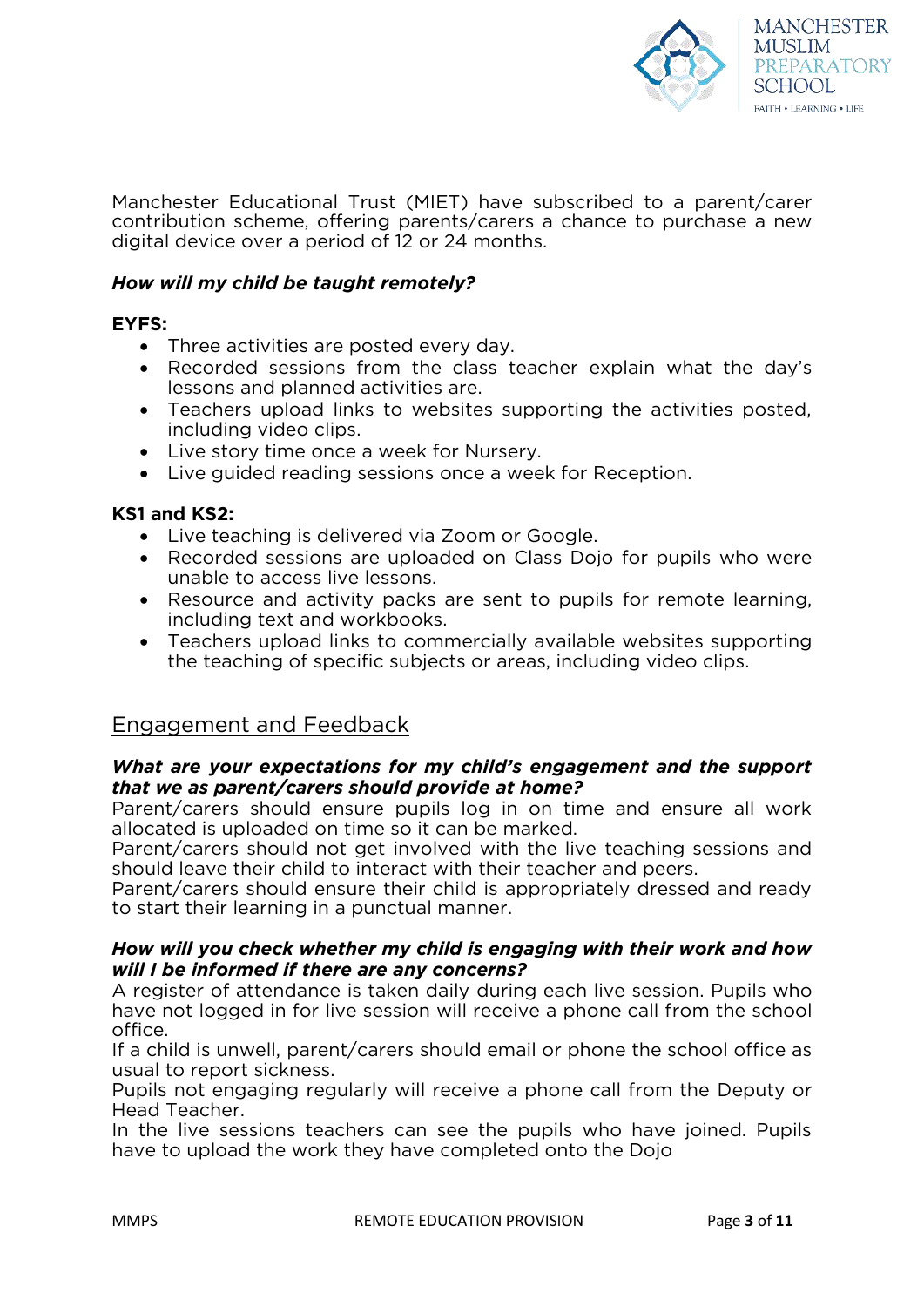Manchester Educational Trust (MIET) have subscribed to a parent/carer contribution scheme, offering parents/carers a chance to purchase a new digital device over a period of 12 or 24 months.

***How will my child be taught remotely?***

**EYFS:**

- Three activities are posted every day.
- Recorded sessions from the class teacher explain what the day's lessons and planned activities are.
- Teachers upload links to websites supporting the activities posted, including video clips.
- Live story time once a week for Nursery.
- Live guided reading sessions once a week for Reception.

**KS1 and KS2:**

- Live teaching is delivered via Zoom or Google.
- Recorded sessions are uploaded on Class Dojo for pupils who were unable to access live lessons.
- Resource and activity packs are sent to pupils for remote learning, including text and workbooks.
- Teachers upload links to commercially available websites supporting the teaching of specific subjects or areas, including video clips.

## Engagement and Feedback

***What are your expectations for my child's engagement and the support that we as parent/carers should provide at home?***

Parent/carers should ensure pupils log in on time and ensure all work allocated is uploaded on time so it can be marked.

Parent/carers should not get involved with the live teaching sessions and should leave their child to interact with their teacher and peers.

Parent/carers should ensure their child is appropriately dressed and ready to start their learning in a punctual manner.

***How will you check whether my child is engaging with their work and how will I be informed if there are any concerns?***

A register of attendance is taken daily during each live session. Pupils who have not logged in for live session will receive a phone call from the school office.

If a child is unwell, parent/carers should email or phone the school office as usual to report sickness.

Pupils not engaging regularly will receive a phone call from the Deputy or Head Teacher.

In the live sessions teachers can see the pupils who have joined. Pupils have to upload the work they have completed onto the Dojo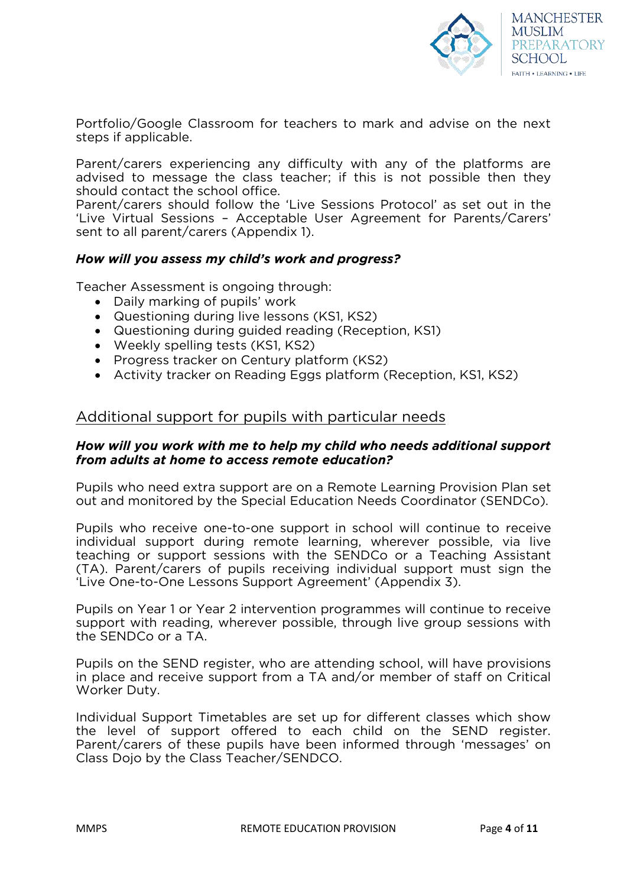Portfolio/Google Classroom for teachers to mark and advise on the next steps if applicable.

Parent/carers experiencing any difficulty with any of the platforms are advised to message the class teacher; if this is not possible then they should contact the school office.
Parent/carers should follow the 'Live Sessions Protocol' as set out in the 'Live Virtual Sessions – Acceptable User Agreement for Parents/Carers' sent to all parent/carers (Appendix 1).

***How will you assess my child's work and progress?***

Teacher Assessment is ongoing through:

- Daily marking of pupils' work
- Questioning during live lessons (KS1, KS2)
- Questioning during guided reading (Reception, KS1)
- Weekly spelling tests (KS1, KS2)
- Progress tracker on Century platform (KS2)
- Activity tracker on Reading Eggs platform (Reception, KS1, KS2)

## Additional support for pupils with particular needs

***How will you work with me to help my child who needs additional support from adults at home to access remote education?***

Pupils who need extra support are on a Remote Learning Provision Plan set out and monitored by the Special Education Needs Coordinator (SENDCo).

Pupils who receive one-to-one support in school will continue to receive individual support during remote learning, wherever possible, via live teaching or support sessions with the SENDCo or a Teaching Assistant (TA). Parent/carers of pupils receiving individual support must sign the 'Live One-to-One Lessons Support Agreement' (Appendix 3).

Pupils on Year 1 or Year 2 intervention programmes will continue to receive support with reading, wherever possible, through live group sessions with the SENDCo or a TA.

Pupils on the SEND register, who are attending school, will have provisions in place and receive support from a TA and/or member of staff on Critical Worker Duty.

Individual Support Timetables are set up for different classes which show the level of support offered to each child on the SEND register. Parent/carers of these pupils have been informed through 'messages' on Class Dojo by the Class Teacher/SENDCO.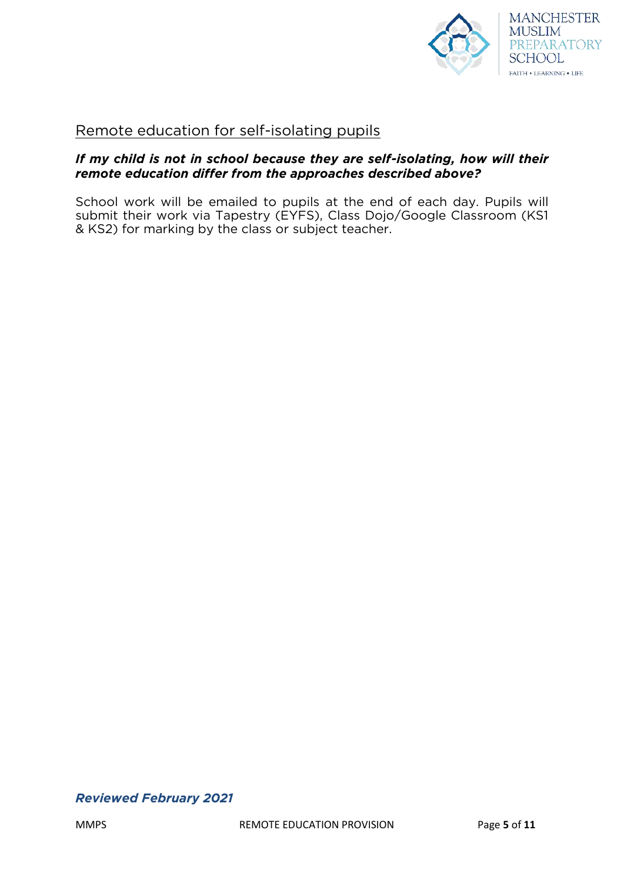## Remote education for self-isolating pupils

***If my child is not in school because they are self-isolating, how will their remote education differ from the approaches described above?***

School work will be emailed to pupils at the end of each day. Pupils will submit their work via Tapestry (EYFS), Class Dojo/Google Classroom (KS1 & KS2) for marking by the class or subject teacher.

***Reviewed February 2021***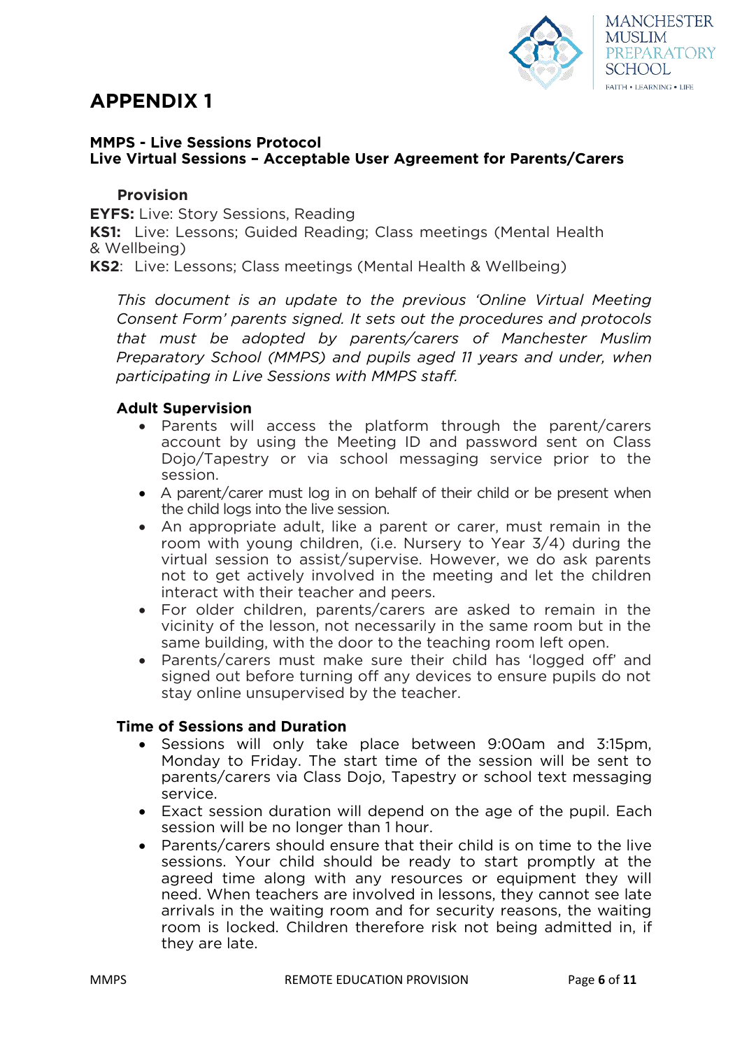# APPENDIX 1

**MMPS - Live Sessions Protocol**
**Live Virtual Sessions – Acceptable User Agreement for Parents/Carers**

**Provision**

**EYFS:** Live: Story Sessions, Reading
**KS1:** Live: Lessons; Guided Reading; Class meetings (Mental Health & Wellbeing)
**KS2**: Live: Lessons; Class meetings (Mental Health & Wellbeing)

*This document is an update to the previous 'Online Virtual Meeting Consent Form' parents signed. It sets out the procedures and protocols that must be adopted by parents/carers of Manchester Muslim Preparatory School (MMPS) and pupils aged 11 years and under, when participating in Live Sessions with MMPS staff.*

### Adult Supervision

- Parents will access the platform through the parent/carers account by using the Meeting ID and password sent on Class Dojo/Tapestry or via school messaging service prior to the session.
- A parent/carer must log in on behalf of their child or be present when the child logs into the live session.
- An appropriate adult, like a parent or carer, must remain in the room with young children, (i.e. Nursery to Year 3/4) during the virtual session to assist/supervise. However, we do ask parents not to get actively involved in the meeting and let the children interact with their teacher and peers.
- For older children, parents/carers are asked to remain in the vicinity of the lesson, not necessarily in the same room but in the same building, with the door to the teaching room left open.
- Parents/carers must make sure their child has 'logged off' and signed out before turning off any devices to ensure pupils do not stay online unsupervised by the teacher.

### Time of Sessions and Duration

- Sessions will only take place between 9:00am and 3:15pm, Monday to Friday. The start time of the session will be sent to parents/carers via Class Dojo, Tapestry or school text messaging service.
- Exact session duration will depend on the age of the pupil. Each session will be no longer than 1 hour.
- Parents/carers should ensure that their child is on time to the live sessions. Your child should be ready to start promptly at the agreed time along with any resources or equipment they will need. When teachers are involved in lessons, they cannot see late arrivals in the waiting room and for security reasons, the waiting room is locked. Children therefore risk not being admitted in, if they are late.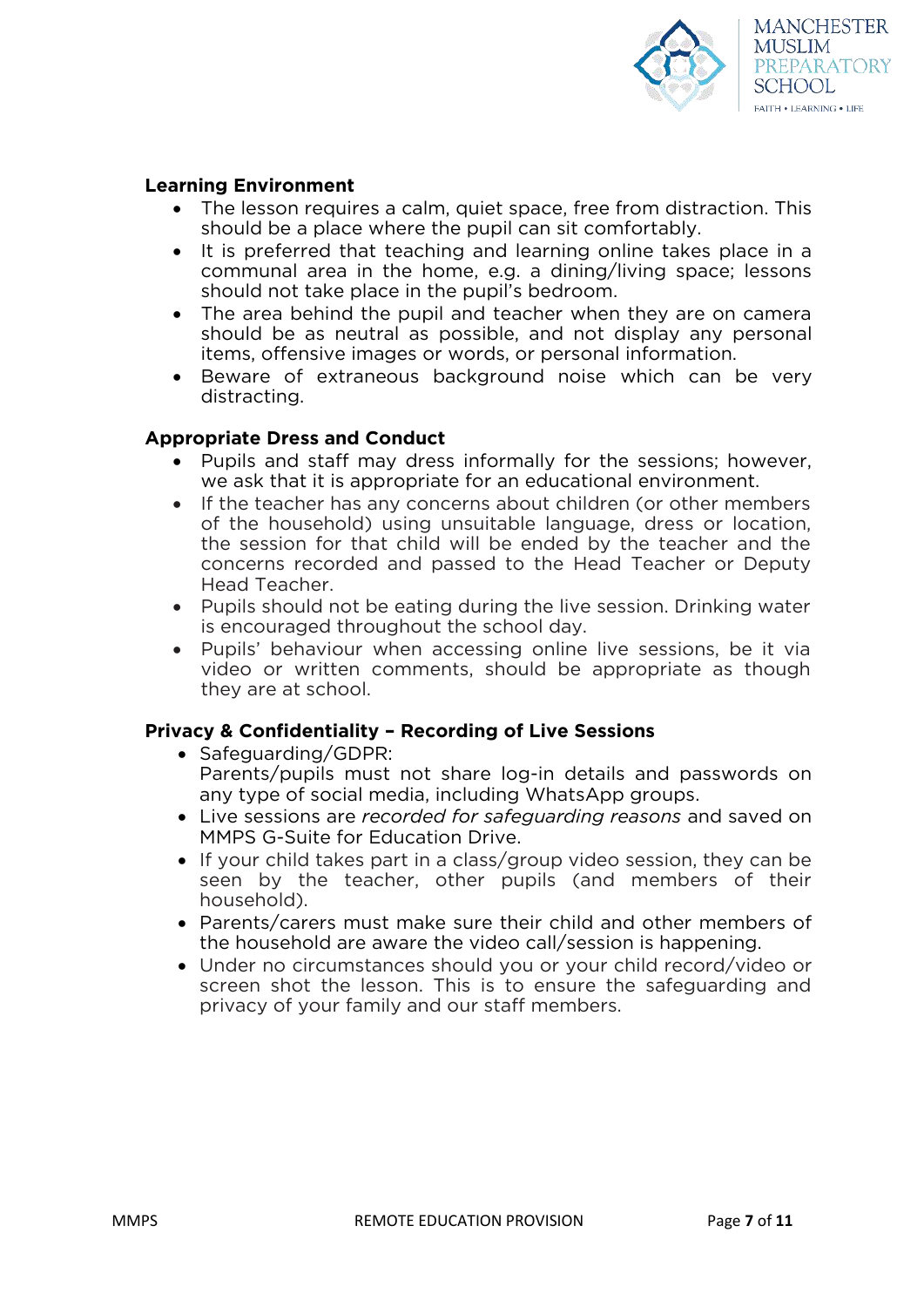### Learning Environment

- The lesson requires a calm, quiet space, free from distraction. This should be a place where the pupil can sit comfortably.
- It is preferred that teaching and learning online takes place in a communal area in the home, e.g. a dining/living space; lessons should not take place in the pupil's bedroom.
- The area behind the pupil and teacher when they are on camera should be as neutral as possible, and not display any personal items, offensive images or words, or personal information.
- Beware of extraneous background noise which can be very distracting.

### Appropriate Dress and Conduct

- Pupils and staff may dress informally for the sessions; however, we ask that it is appropriate for an educational environment.
- If the teacher has any concerns about children (or other members of the household) using unsuitable language, dress or location, the session for that child will be ended by the teacher and the concerns recorded and passed to the Head Teacher or Deputy Head Teacher.
- Pupils should not be eating during the live session. Drinking water is encouraged throughout the school day.
- Pupils' behaviour when accessing online live sessions, be it via video or written comments, should be appropriate as though they are at school.

### Privacy & Confidentiality – Recording of Live Sessions

- Safeguarding/GDPR:
  Parents/pupils must not share log-in details and passwords on any type of social media, including WhatsApp groups.
- Live sessions are *recorded for safeguarding reasons* and saved on MMPS G-Suite for Education Drive.
- If your child takes part in a class/group video session, they can be seen by the teacher, other pupils (and members of their household).
- Parents/carers must make sure their child and other members of the household are aware the video call/session is happening.
- Under no circumstances should you or your child record/video or screen shot the lesson. This is to ensure the safeguarding and privacy of your family and our staff members.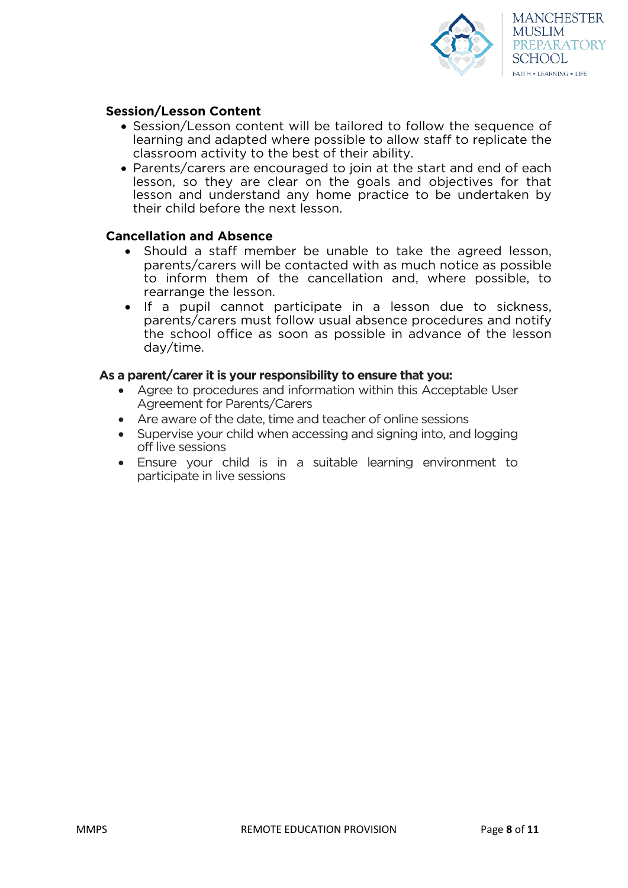### Session/Lesson Content

- Session/Lesson content will be tailored to follow the sequence of learning and adapted where possible to allow staff to replicate the classroom activity to the best of their ability.
- Parents/carers are encouraged to join at the start and end of each lesson, so they are clear on the goals and objectives for that lesson and understand any home practice to be undertaken by their child before the next lesson.

### Cancellation and Absence

- Should a staff member be unable to take the agreed lesson, parents/carers will be contacted with as much notice as possible to inform them of the cancellation and, where possible, to rearrange the lesson.
- If a pupil cannot participate in a lesson due to sickness, parents/carers must follow usual absence procedures and notify the school office as soon as possible in advance of the lesson day/time.

### As a parent/carer it is your responsibility to ensure that you:

- Agree to procedures and information within this Acceptable User Agreement for Parents/Carers
- Are aware of the date, time and teacher of online sessions
- Supervise your child when accessing and signing into, and logging off live sessions
- Ensure your child is in a suitable learning environment to participate in live sessions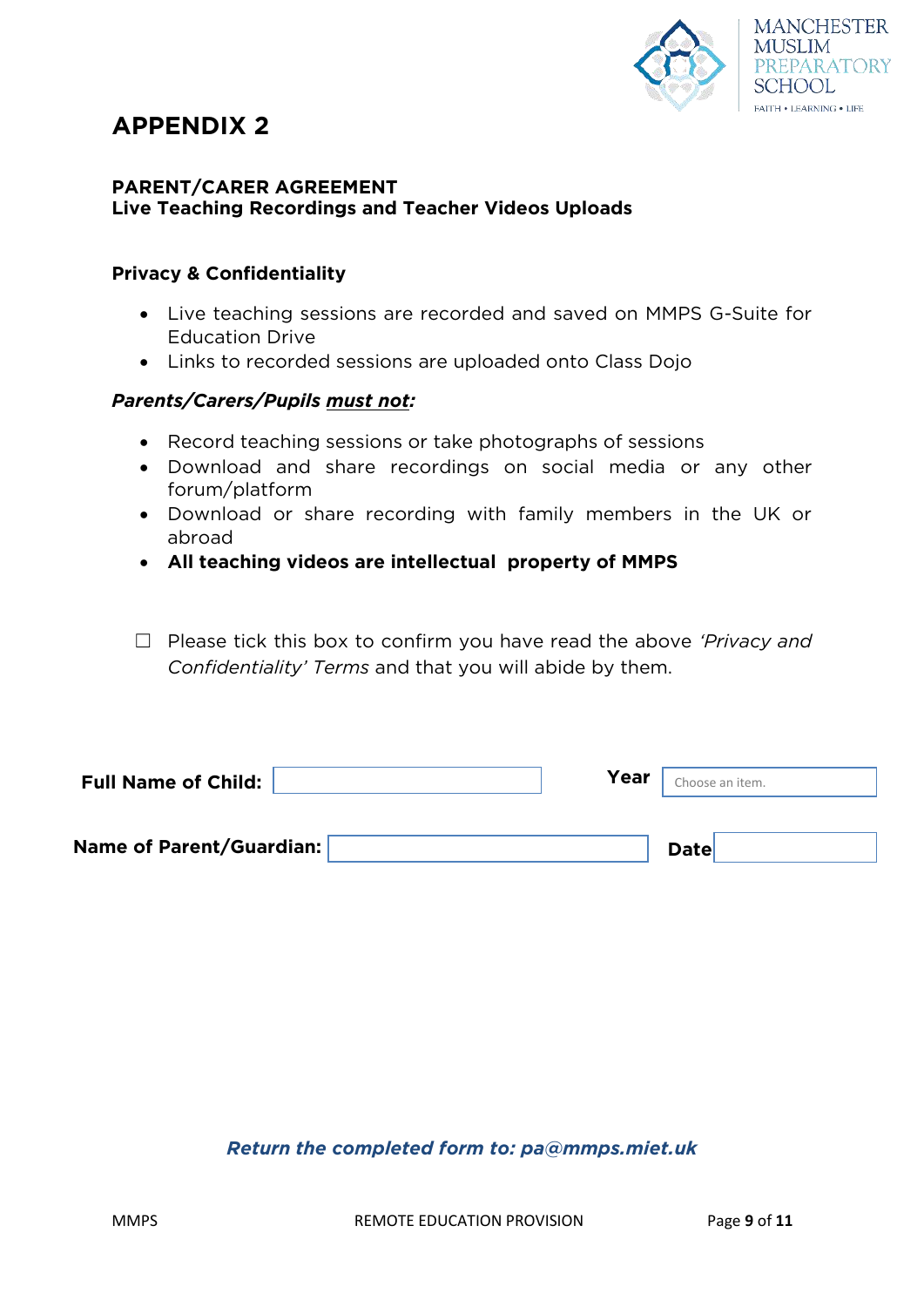# APPENDIX 2

**PARENT/CARER AGREEMENT**
**Live Teaching Recordings and Teacher Videos Uploads**

### Privacy & Confidentiality

- Live teaching sessions are recorded and saved on MMPS G-Suite for Education Drive
- Links to recorded sessions are uploaded onto Class Dojo

***Parents/Carers/Pupils <u>must not</u>:***

- Record teaching sessions or take photographs of sessions
- Download and share recordings on social media or any other forum/platform
- Download or share recording with family members in the UK or abroad
- **All teaching videos are intellectual property of MMPS**

☐ Please tick this box to confirm you have read the above *'Privacy and Confidentiality' Terms* and that you will abide by them.

**Full Name of Child:** ____________________ **Year** Choose an item.

**Name of Parent/Guardian:** ____________________ **Date** ____________

***Return the completed form to: pa@mmps.miet.uk***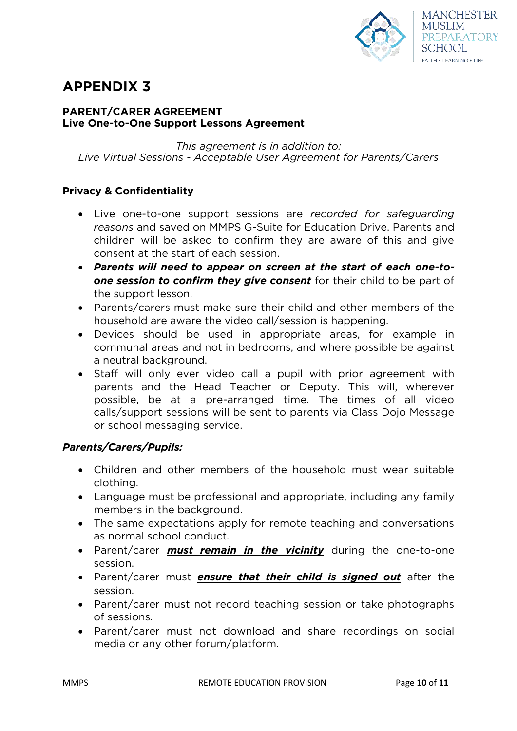# APPENDIX 3

**PARENT/CARER AGREEMENT**
**Live One-to-One Support Lessons Agreement**

*This agreement is in addition to:*
*Live Virtual Sessions - Acceptable User Agreement for Parents/Carers*

**Privacy & Confidentiality**

- Live one-to-one support sessions are *recorded for safeguarding reasons* and saved on MMPS G-Suite for Education Drive. Parents and children will be asked to confirm they are aware of this and give consent at the start of each session.
- ***Parents will need to appear on screen at the start of each one-to-one session to confirm they give consent*** for their child to be part of the support lesson.
- Parents/carers must make sure their child and other members of the household are aware the video call/session is happening.
- Devices should be used in appropriate areas, for example in communal areas and not in bedrooms, and where possible be against a neutral background.
- Staff will only ever video call a pupil with prior agreement with parents and the Head Teacher or Deputy. This will, wherever possible, be at a pre-arranged time. The times of all video calls/support sessions will be sent to parents via Class Dojo Message or school messaging service.

***Parents/Carers/Pupils:***

- Children and other members of the household must wear suitable clothing.
- Language must be professional and appropriate, including any family members in the background.
- The same expectations apply for remote teaching and conversations as normal school conduct.
- Parent/carer <u>***must remain in the vicinity***</u> during the one-to-one session.
- Parent/carer must <u>***ensure that their child is signed out***</u> after the session.
- Parent/carer must not record teaching session or take photographs of sessions.
- Parent/carer must not download and share recordings on social media or any other forum/platform.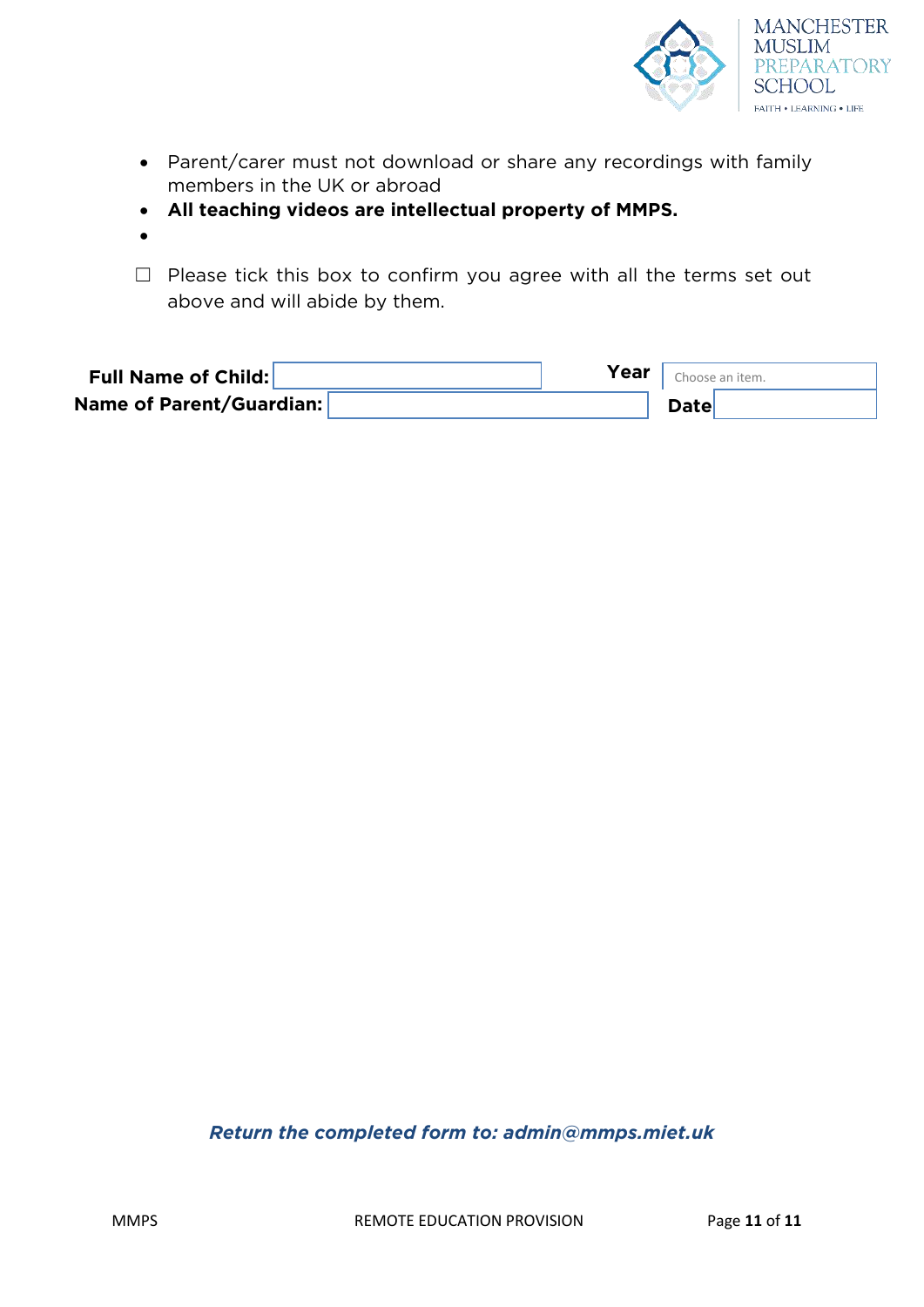- Parent/carer must not download or share any recordings with family members in the UK or abroad
- **All teaching videos are intellectual property of MMPS.**
-

☐ Please tick this box to confirm you agree with all the terms set out above and will abide by them.

**Full Name of Child:** ____________________ **Year** Choose an item.

**Name of Parent/Guardian:** ____________________ **Date** __________

***Return the completed form to: admin@mmps.miet.uk***